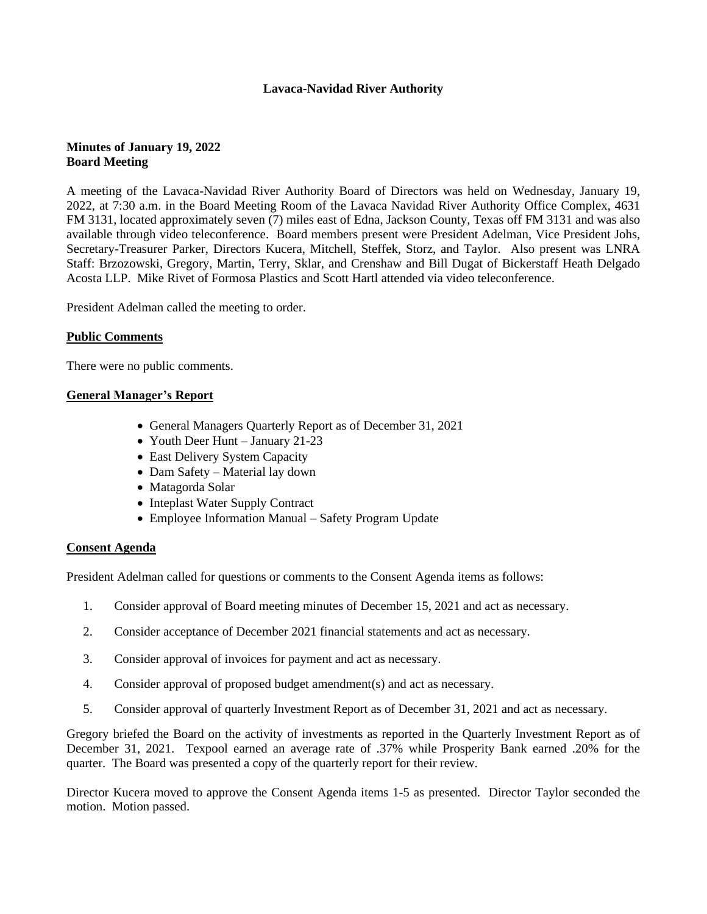# Lavaca-Navidad River Authority

**Minutes of January 19, 2022**
**Board Meeting**

A meeting of the Lavaca-Navidad River Authority Board of Directors was held on Wednesday, January 19, 2022, at 7:30 a.m. in the Board Meeting Room of the Lavaca Navidad River Authority Office Complex, 4631 FM 3131, located approximately seven (7) miles east of Edna, Jackson County, Texas off FM 3131 and was also available through video teleconference. Board members present were President Adelman, Vice President Johs, Secretary-Treasurer Parker, Directors Kucera, Mitchell, Steffek, Storz, and Taylor. Also present was LNRA Staff: Brzozowski, Gregory, Martin, Terry, Sklar, and Crenshaw and Bill Dugat of Bickerstaff Heath Delgado Acosta LLP. Mike Rivet of Formosa Plastics and Scott Hartl attended via video teleconference.

President Adelman called the meeting to order.

## Public Comments

There were no public comments.

## General Manager's Report

- General Managers Quarterly Report as of December 31, 2021
- Youth Deer Hunt – January 21-23
- East Delivery System Capacity
- Dam Safety – Material lay down
- Matagorda Solar
- Inteplast Water Supply Contract
- Employee Information Manual – Safety Program Update

## Consent Agenda

President Adelman called for questions or comments to the Consent Agenda items as follows:

1. Consider approval of Board meeting minutes of December 15, 2021 and act as necessary.
2. Consider acceptance of December 2021 financial statements and act as necessary.
3. Consider approval of invoices for payment and act as necessary.
4. Consider approval of proposed budget amendment(s) and act as necessary.
5. Consider approval of quarterly Investment Report as of December 31, 2021 and act as necessary.

Gregory briefed the Board on the activity of investments as reported in the Quarterly Investment Report as of December 31, 2021. Texpool earned an average rate of .37% while Prosperity Bank earned .20% for the quarter. The Board was presented a copy of the quarterly report for their review.

Director Kucera moved to approve the Consent Agenda items 1-5 as presented. Director Taylor seconded the motion. Motion passed.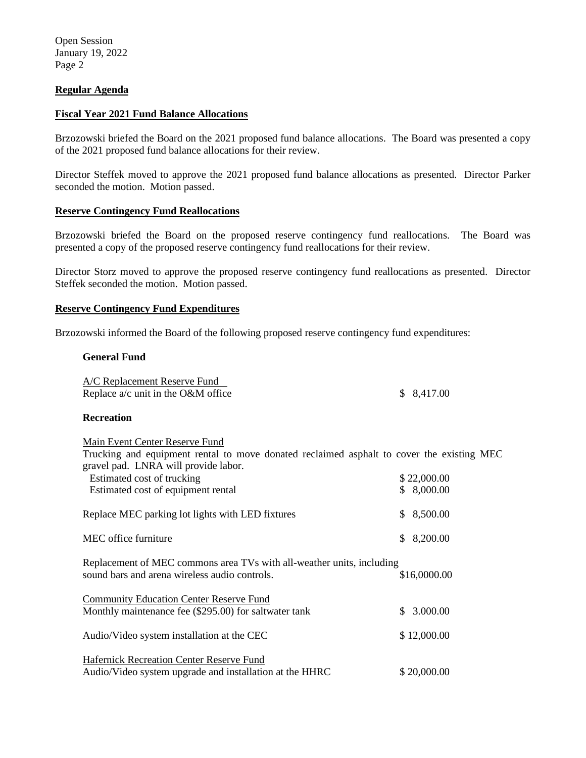## Regular Agenda

### Fiscal Year 2021 Fund Balance Allocations

Brzozowski briefed the Board on the 2021 proposed fund balance allocations. The Board was presented a copy of the 2021 proposed fund balance allocations for their review.

Director Steffek moved to approve the 2021 proposed fund balance allocations as presented. Director Parker seconded the motion. Motion passed.

### Reserve Contingency Fund Reallocations

Brzozowski briefed the Board on the proposed reserve contingency fund reallocations. The Board was presented a copy of the proposed reserve contingency fund reallocations for their review.

Director Storz moved to approve the proposed reserve contingency fund reallocations as presented. Director Steffek seconded the motion. Motion passed.

### Reserve Contingency Fund Expenditures

Brzozowski informed the Board of the following proposed reserve contingency fund expenditures:

**General Fund**

A/C Replacement Reserve Fund
Replace a/c unit in the O&M office — $ 8,417.00

**Recreation**

Main Event Center Reserve Fund
Trucking and equipment rental to move donated reclaimed asphalt to cover the existing MEC gravel pad. LNRA will provide labor.

- Estimated cost of trucking — $ 22,000.00
- Estimated cost of equipment rental — $ 8,000.00

Replace MEC parking lot lights with LED fixtures — $ 8,500.00

MEC office furniture — $ 8,200.00

Replacement of MEC commons area TVs with all-weather units, including sound bars and arena wireless audio controls. — $16,0000.00

Community Education Center Reserve Fund
Monthly maintenance fee ($295.00) for saltwater tank — $ 3.000.00

Audio/Video system installation at the CEC — $ 12,000.00

Hafernick Recreation Center Reserve Fund
Audio/Video system upgrade and installation at the HHRC — $ 20,000.00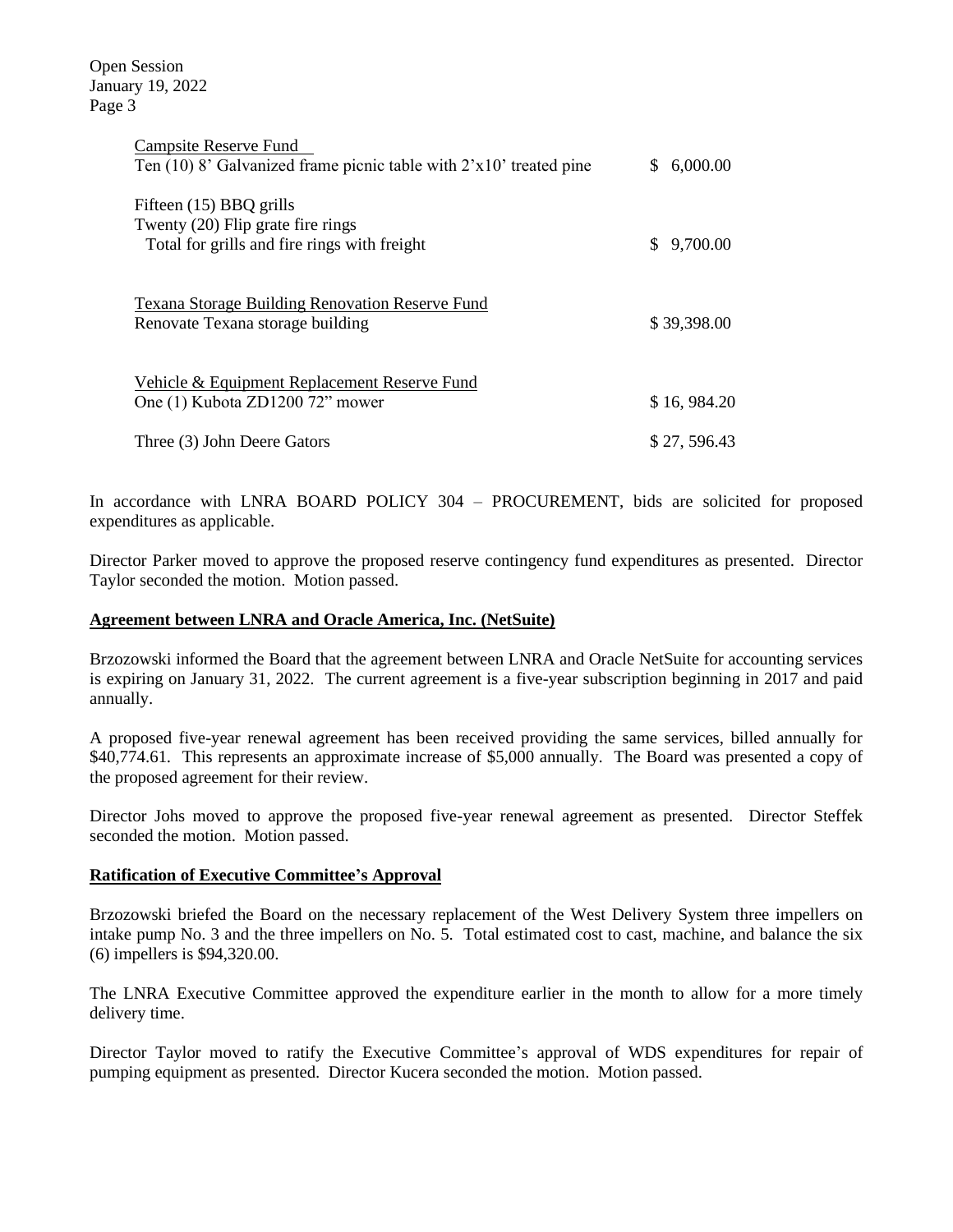<u>Campsite Reserve Fund</u>

| | |
|---|---|
| Ten (10) 8' Galvanized frame picnic table with 2'x10' treated pine | $ 6,000.00 |
| Fifteen (15) BBQ grills<br>Twenty (20) Flip grate fire rings<br>Total for grills and fire rings with freight | $ 9,700.00 |

<u>Texana Storage Building Renovation Reserve Fund</u>

| | |
|---|---|
| Renovate Texana storage building | $ 39,398.00 |

<u>Vehicle & Equipment Replacement Reserve Fund</u>

| | |
|---|---|
| One (1) Kubota ZD1200 72" mower | $ 16, 984.20 |
| Three (3) John Deere Gators | $ 27, 596.43 |

In accordance with LNRA BOARD POLICY 304 – PROCUREMENT, bids are solicited for proposed expenditures as applicable.

Director Parker moved to approve the proposed reserve contingency fund expenditures as presented. Director Taylor seconded the motion. Motion passed.

**Agreement between LNRA and Oracle America, Inc. (NetSuite)**

Brzozowski informed the Board that the agreement between LNRA and Oracle NetSuite for accounting services is expiring on January 31, 2022. The current agreement is a five-year subscription beginning in 2017 and paid annually.

A proposed five-year renewal agreement has been received providing the same services, billed annually for $40,774.61. This represents an approximate increase of $5,000 annually. The Board was presented a copy of the proposed agreement for their review.

Director Johs moved to approve the proposed five-year renewal agreement as presented. Director Steffek seconded the motion. Motion passed.

**Ratification of Executive Committee's Approval**

Brzozowski briefed the Board on the necessary replacement of the West Delivery System three impellers on intake pump No. 3 and the three impellers on No. 5. Total estimated cost to cast, machine, and balance the six (6) impellers is $94,320.00.

The LNRA Executive Committee approved the expenditure earlier in the month to allow for a more timely delivery time.

Director Taylor moved to ratify the Executive Committee's approval of WDS expenditures for repair of pumping equipment as presented. Director Kucera seconded the motion. Motion passed.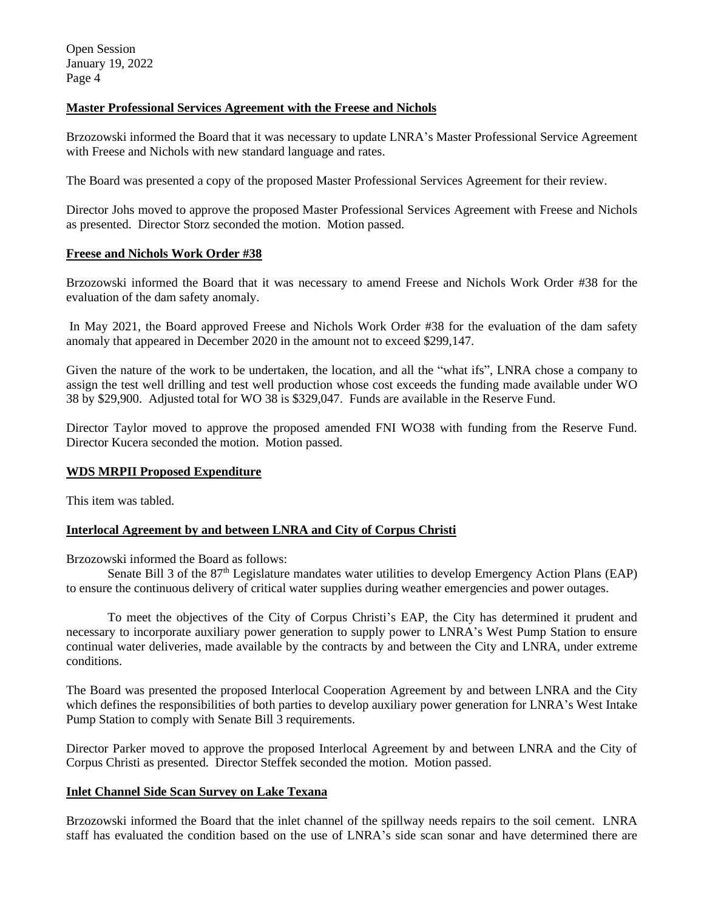### Master Professional Services Agreement with the Freese and Nichols

Brzozowski informed the Board that it was necessary to update LNRA's Master Professional Service Agreement with Freese and Nichols with new standard language and rates.

The Board was presented a copy of the proposed Master Professional Services Agreement for their review.

Director Johs moved to approve the proposed Master Professional Services Agreement with Freese and Nichols as presented. Director Storz seconded the motion. Motion passed.

### Freese and Nichols Work Order #38

Brzozowski informed the Board that it was necessary to amend Freese and Nichols Work Order #38 for the evaluation of the dam safety anomaly.

In May 2021, the Board approved Freese and Nichols Work Order #38 for the evaluation of the dam safety anomaly that appeared in December 2020 in the amount not to exceed $299,147.

Given the nature of the work to be undertaken, the location, and all the "what ifs", LNRA chose a company to assign the test well drilling and test well production whose cost exceeds the funding made available under WO 38 by $29,900. Adjusted total for WO 38 is $329,047. Funds are available in the Reserve Fund.

Director Taylor moved to approve the proposed amended FNI WO38 with funding from the Reserve Fund. Director Kucera seconded the motion. Motion passed.

### WDS MRPII Proposed Expenditure

This item was tabled.

### Interlocal Agreement by and between LNRA and City of Corpus Christi

Brzozowski informed the Board as follows:

Senate Bill 3 of the 87th Legislature mandates water utilities to develop Emergency Action Plans (EAP) to ensure the continuous delivery of critical water supplies during weather emergencies and power outages.

To meet the objectives of the City of Corpus Christi's EAP, the City has determined it prudent and necessary to incorporate auxiliary power generation to supply power to LNRA's West Pump Station to ensure continual water deliveries, made available by the contracts by and between the City and LNRA, under extreme conditions.

The Board was presented the proposed Interlocal Cooperation Agreement by and between LNRA and the City which defines the responsibilities of both parties to develop auxiliary power generation for LNRA's West Intake Pump Station to comply with Senate Bill 3 requirements.

Director Parker moved to approve the proposed Interlocal Agreement by and between LNRA and the City of Corpus Christi as presented. Director Steffek seconded the motion. Motion passed.

### Inlet Channel Side Scan Survey on Lake Texana

Brzozowski informed the Board that the inlet channel of the spillway needs repairs to the soil cement. LNRA staff has evaluated the condition based on the use of LNRA's side scan sonar and have determined there are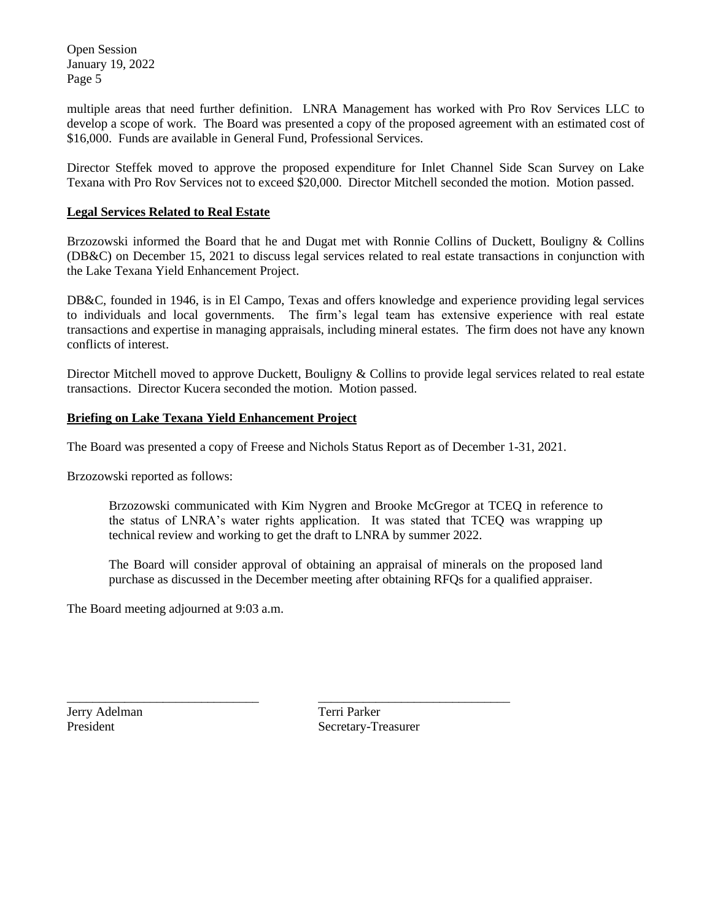multiple areas that need further definition. LNRA Management has worked with Pro Rov Services LLC to develop a scope of work. The Board was presented a copy of the proposed agreement with an estimated cost of $16,000. Funds are available in General Fund, Professional Services.

Director Steffek moved to approve the proposed expenditure for Inlet Channel Side Scan Survey on Lake Texana with Pro Rov Services not to exceed $20,000. Director Mitchell seconded the motion. Motion passed.

**Legal Services Related to Real Estate**

Brzozowski informed the Board that he and Dugat met with Ronnie Collins of Duckett, Bouligny & Collins (DB&C) on December 15, 2021 to discuss legal services related to real estate transactions in conjunction with the Lake Texana Yield Enhancement Project.

DB&C, founded in 1946, is in El Campo, Texas and offers knowledge and experience providing legal services to individuals and local governments. The firm's legal team has extensive experience with real estate transactions and expertise in managing appraisals, including mineral estates. The firm does not have any known conflicts of interest.

Director Mitchell moved to approve Duckett, Bouligny & Collins to provide legal services related to real estate transactions. Director Kucera seconded the motion. Motion passed.

**Briefing on Lake Texana Yield Enhancement Project**

The Board was presented a copy of Freese and Nichols Status Report as of December 1-31, 2021.

Brzozowski reported as follows:

> Brzozowski communicated with Kim Nygren and Brooke McGregor at TCEQ in reference to the status of LNRA's water rights application. It was stated that TCEQ was wrapping up technical review and working to get the draft to LNRA by summer 2022.
>
> The Board will consider approval of obtaining an appraisal of minerals on the proposed land purchase as discussed in the December meeting after obtaining RFQs for a qualified appraiser.

The Board meeting adjourned at 9:03 a.m.

______________________________ ______________________________

Jerry Adelman
President

Terri Parker
Secretary-Treasurer